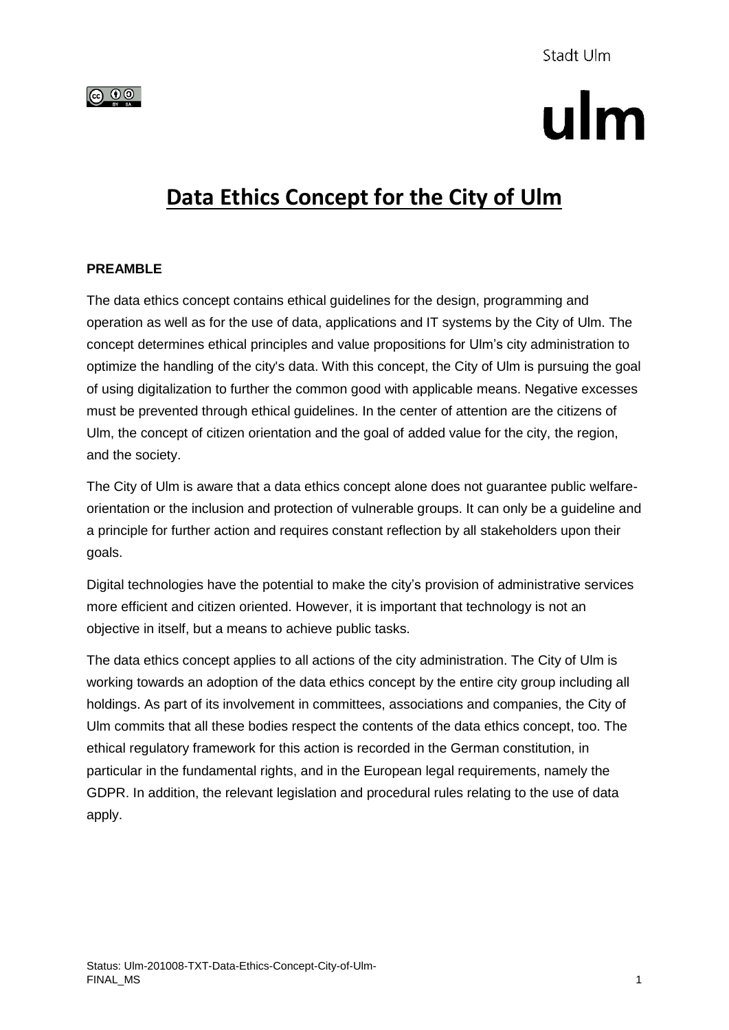Stadt Ulm

ulm

# Data Ethics Concept for the City of Ulm

**PREAMBLE**

The data ethics concept contains ethical guidelines for the design, programming and operation as well as for the use of data, applications and IT systems by the City of Ulm. The concept determines ethical principles and value propositions for Ulm's city administration to optimize the handling of the city's data. With this concept, the City of Ulm is pursuing the goal of using digitalization to further the common good with applicable means. Negative excesses must be prevented through ethical guidelines. In the center of attention are the citizens of Ulm, the concept of citizen orientation and the goal of added value for the city, the region, and the society.

The City of Ulm is aware that a data ethics concept alone does not guarantee public welfare-orientation or the inclusion and protection of vulnerable groups. It can only be a guideline and a principle for further action and requires constant reflection by all stakeholders upon their goals.

Digital technologies have the potential to make the city's provision of administrative services more efficient and citizen oriented. However, it is important that technology is not an objective in itself, but a means to achieve public tasks.

The data ethics concept applies to all actions of the city administration. The City of Ulm is working towards an adoption of the data ethics concept by the entire city group including all holdings. As part of its involvement in committees, associations and companies, the City of Ulm commits that all these bodies respect the contents of the data ethics concept, too. The ethical regulatory framework for this action is recorded in the German constitution, in particular in the fundamental rights, and in the European legal requirements, namely the GDPR. In addition, the relevant legislation and procedural rules relating to the use of data apply.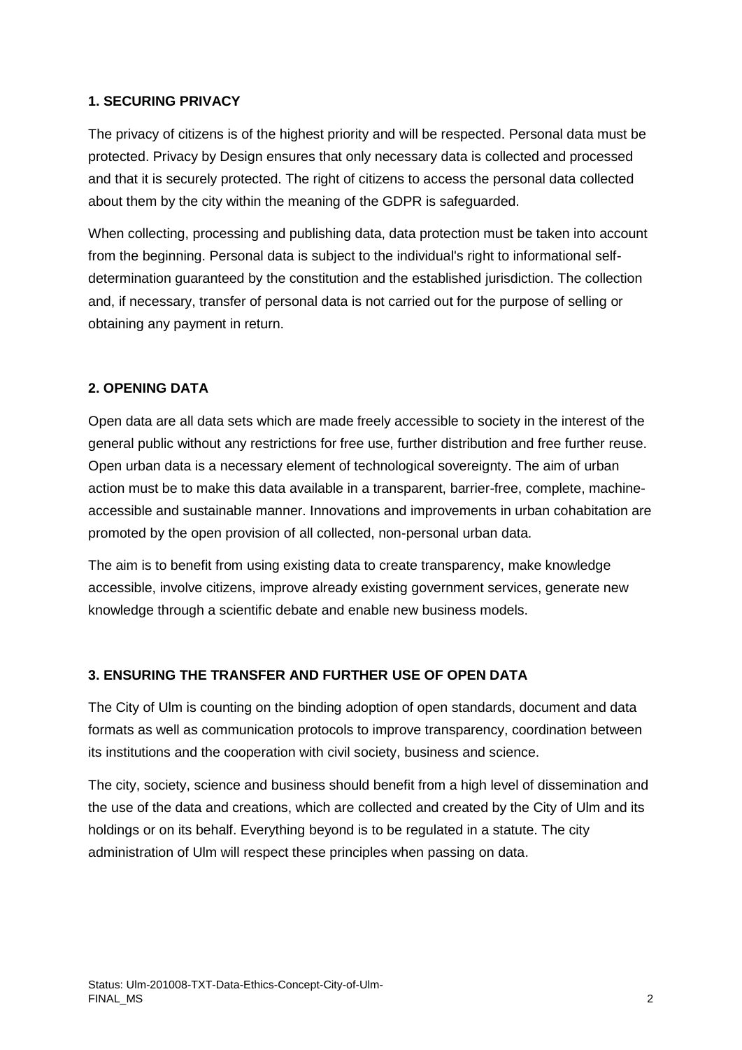## 1. SECURING PRIVACY

The privacy of citizens is of the highest priority and will be respected. Personal data must be protected. Privacy by Design ensures that only necessary data is collected and processed and that it is securely protected. The right of citizens to access the personal data collected about them by the city within the meaning of the GDPR is safeguarded.

When collecting, processing and publishing data, data protection must be taken into account from the beginning. Personal data is subject to the individual's right to informational self-determination guaranteed by the constitution and the established jurisdiction. The collection and, if necessary, transfer of personal data is not carried out for the purpose of selling or obtaining any payment in return.

## 2. OPENING DATA

Open data are all data sets which are made freely accessible to society in the interest of the general public without any restrictions for free use, further distribution and free further reuse. Open urban data is a necessary element of technological sovereignty. The aim of urban action must be to make this data available in a transparent, barrier-free, complete, machine-accessible and sustainable manner. Innovations and improvements in urban cohabitation are promoted by the open provision of all collected, non-personal urban data.

The aim is to benefit from using existing data to create transparency, make knowledge accessible, involve citizens, improve already existing government services, generate new knowledge through a scientific debate and enable new business models.

## 3. ENSURING THE TRANSFER AND FURTHER USE OF OPEN DATA

The City of Ulm is counting on the binding adoption of open standards, document and data formats as well as communication protocols to improve transparency, coordination between its institutions and the cooperation with civil society, business and science.

The city, society, science and business should benefit from a high level of dissemination and the use of the data and creations, which are collected and created by the City of Ulm and its holdings or on its behalf. Everything beyond is to be regulated in a statute. The city administration of Ulm will respect these principles when passing on data.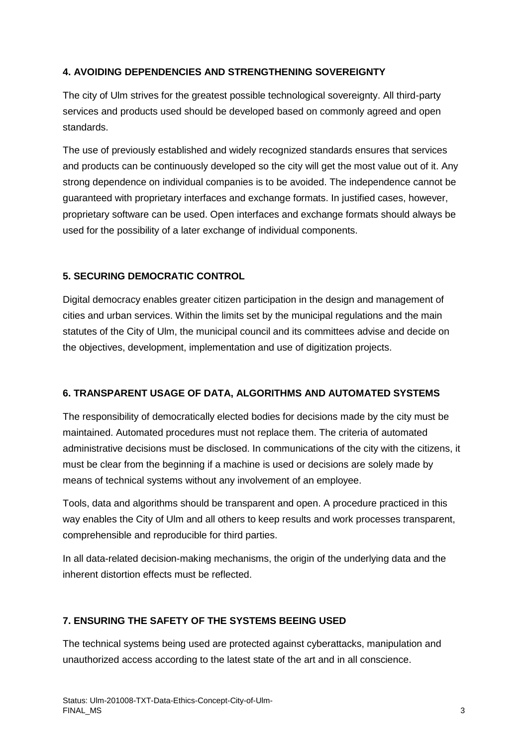## 4. AVOIDING DEPENDENCIES AND STRENGTHENING SOVEREIGNTY

The city of Ulm strives for the greatest possible technological sovereignty. All third-party services and products used should be developed based on commonly agreed and open standards.

The use of previously established and widely recognized standards ensures that services and products can be continuously developed so the city will get the most value out of it. Any strong dependence on individual companies is to be avoided. The independence cannot be guaranteed with proprietary interfaces and exchange formats. In justified cases, however, proprietary software can be used. Open interfaces and exchange formats should always be used for the possibility of a later exchange of individual components.

## 5. SECURING DEMOCRATIC CONTROL

Digital democracy enables greater citizen participation in the design and management of cities and urban services. Within the limits set by the municipal regulations and the main statutes of the City of Ulm, the municipal council and its committees advise and decide on the objectives, development, implementation and use of digitization projects.

## 6. TRANSPARENT USAGE OF DATA, ALGORITHMS AND AUTOMATED SYSTEMS

The responsibility of democratically elected bodies for decisions made by the city must be maintained. Automated procedures must not replace them. The criteria of automated administrative decisions must be disclosed. In communications of the city with the citizens, it must be clear from the beginning if a machine is used or decisions are solely made by means of technical systems without any involvement of an employee.

Tools, data and algorithms should be transparent and open. A procedure practiced in this way enables the City of Ulm and all others to keep results and work processes transparent, comprehensible and reproducible for third parties.

In all data-related decision-making mechanisms, the origin of the underlying data and the inherent distortion effects must be reflected.

## 7. ENSURING THE SAFETY OF THE SYSTEMS BEEING USED

The technical systems being used are protected against cyberattacks, manipulation and unauthorized access according to the latest state of the art and in all conscience.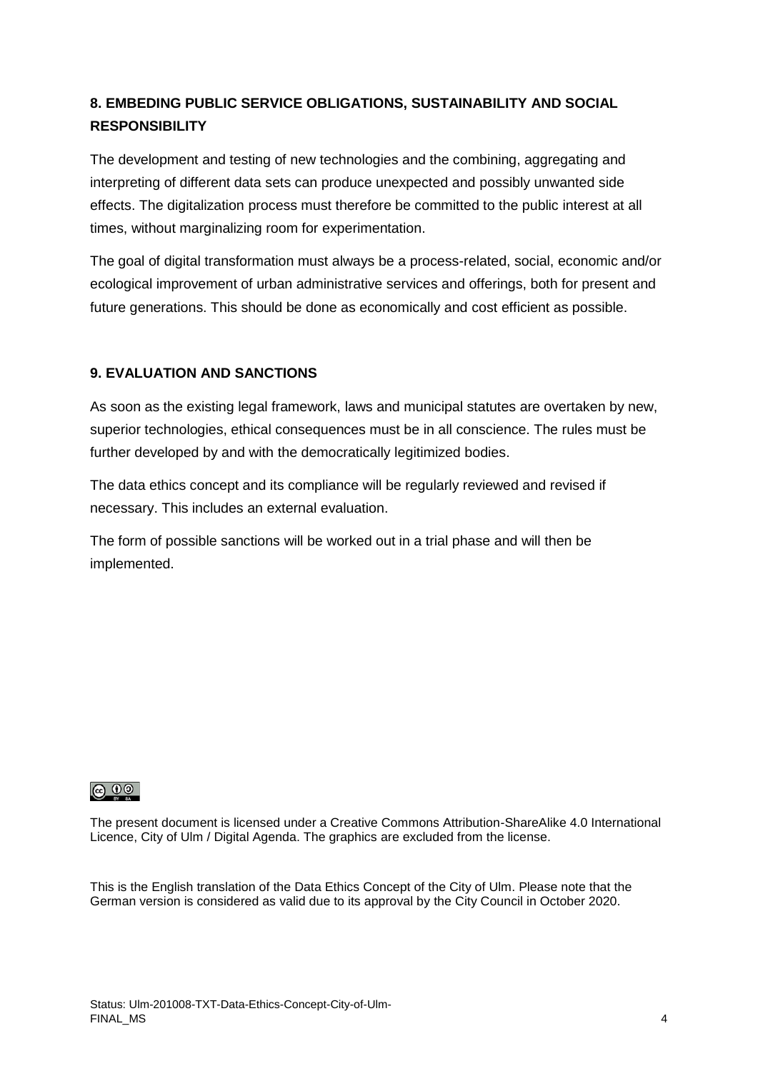## 8. EMBEDING PUBLIC SERVICE OBLIGATIONS, SUSTAINABILITY AND SOCIAL RESPONSIBILITY

The development and testing of new technologies and the combining, aggregating and interpreting of different data sets can produce unexpected and possibly unwanted side effects. The digitalization process must therefore be committed to the public interest at all times, without marginalizing room for experimentation.

The goal of digital transformation must always be a process-related, social, economic and/or ecological improvement of urban administrative services and offerings, both for present and future generations. This should be done as economically and cost efficient as possible.

## 9. EVALUATION AND SANCTIONS

As soon as the existing legal framework, laws and municipal statutes are overtaken by new, superior technologies, ethical consequences must be in all conscience. The rules must be further developed by and with the democratically legitimized bodies.

The data ethics concept and its compliance will be regularly reviewed and revised if necessary. This includes an external evaluation.

The form of possible sanctions will be worked out in a trial phase and will then be implemented.

The present document is licensed under a Creative Commons Attribution-ShareAlike 4.0 International Licence, City of Ulm / Digital Agenda. The graphics are excluded from the license.

This is the English translation of the Data Ethics Concept of the City of Ulm. Please note that the German version is considered as valid due to its approval by the City Council in October 2020.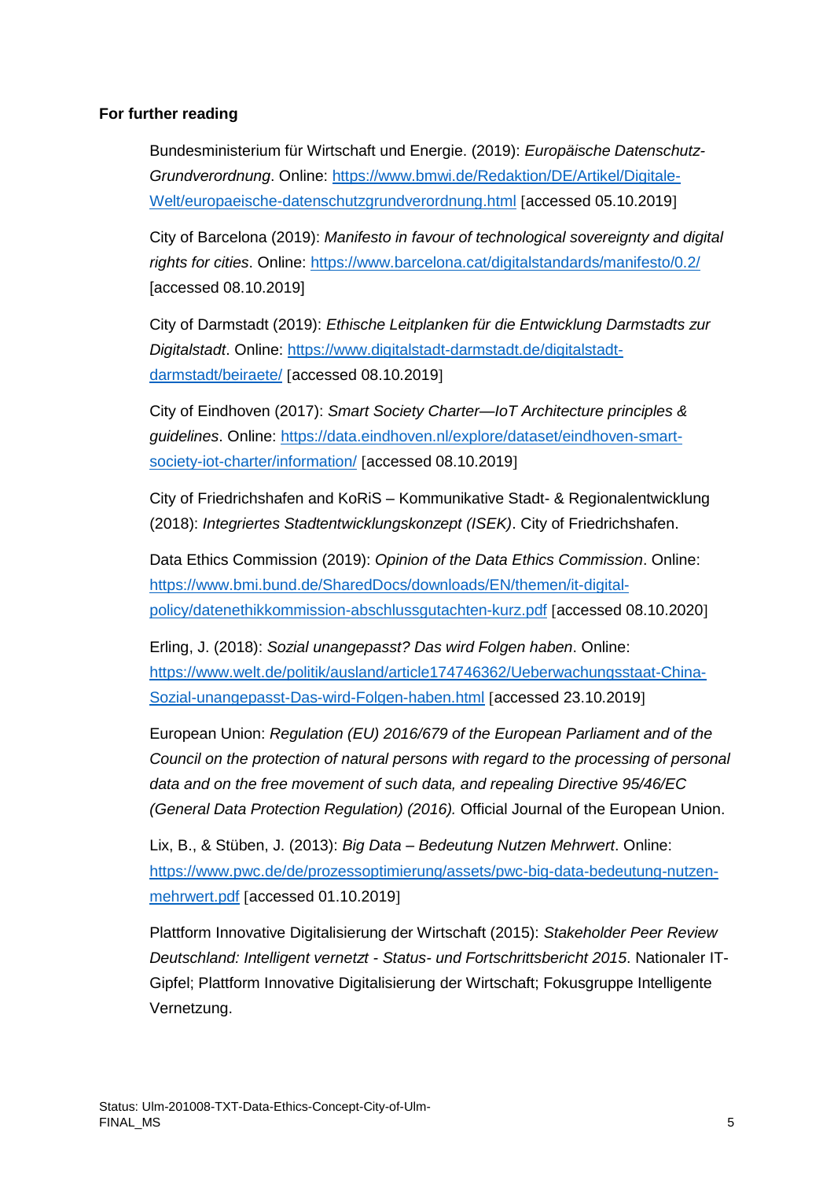**For further reading**

Bundesministerium für Wirtschaft und Energie. (2019): *Europäische Datenschutz-Grundverordnung*. Online: https://www.bmwi.de/Redaktion/DE/Artikel/Digitale-Welt/europaeische-datenschutzgrundverordnung.html [accessed 05.10.2019]

City of Barcelona (2019): *Manifesto in favour of technological sovereignty and digital rights for cities*. Online: https://www.barcelona.cat/digitalstandards/manifesto/0.2/ [accessed 08.10.2019]

City of Darmstadt (2019): *Ethische Leitplanken für die Entwicklung Darmstadts zur Digitalstadt*. Online: https://www.digitalstadt-darmstadt.de/digitalstadt-darmstadt/beiraete/ [accessed 08.10.2019]

City of Eindhoven (2017): *Smart Society Charter—IoT Architecture principles & guidelines*. Online: https://data.eindhoven.nl/explore/dataset/eindhoven-smart-society-iot-charter/information/ [accessed 08.10.2019]

City of Friedrichshafen and KoRiS – Kommunikative Stadt- & Regionalentwicklung (2018): *Integriertes Stadtentwicklungskonzept (ISEK)*. City of Friedrichshafen.

Data Ethics Commission (2019): *Opinion of the Data Ethics Commission*. Online: https://www.bmi.bund.de/SharedDocs/downloads/EN/themen/it-digital-policy/datenethikkommission-abschlussgutachten-kurz.pdf [accessed 08.10.2020]

Erling, J. (2018): *Sozial unangepasst? Das wird Folgen haben*. Online: https://www.welt.de/politik/ausland/article174746362/Ueberwachungsstaat-China-Sozial-unangepasst-Das-wird-Folgen-haben.html [accessed 23.10.2019]

European Union: *Regulation (EU) 2016/679 of the European Parliament and of the Council on the protection of natural persons with regard to the processing of personal data and on the free movement of such data, and repealing Directive 95/46/EC (General Data Protection Regulation) (2016).* Official Journal of the European Union.

Lix, B., & Stüben, J. (2013): *Big Data – Bedeutung Nutzen Mehrwert*. Online: https://www.pwc.de/de/prozessoptimierung/assets/pwc-big-data-bedeutung-nutzen-mehrwert.pdf [accessed 01.10.2019]

Plattform Innovative Digitalisierung der Wirtschaft (2015): *Stakeholder Peer Review Deutschland: Intelligent vernetzt - Status- und Fortschrittsbericht 2015*. Nationaler IT-Gipfel; Plattform Innovative Digitalisierung der Wirtschaft; Fokusgruppe Intelligente Vernetzung.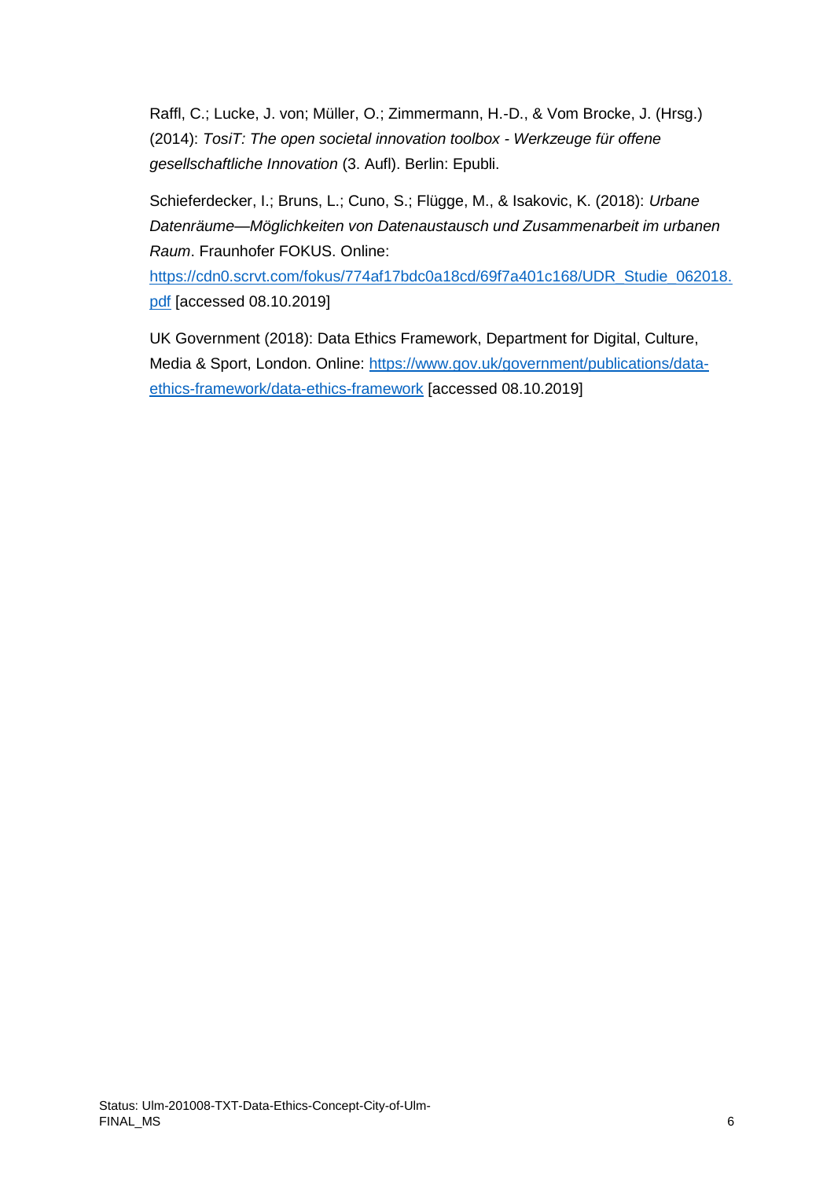Raffl, C.; Lucke, J. von; Müller, O.; Zimmermann, H.-D., & Vom Brocke, J. (Hrsg.) (2014): *TosiT: The open societal innovation toolbox - Werkzeuge für offene gesellschaftliche Innovation* (3. Aufl). Berlin: Epubli.

Schieferdecker, I.; Bruns, L.; Cuno, S.; Flügge, M., & Isakovic, K. (2018): *Urbane Datenräume—Möglichkeiten von Datenaustausch und Zusammenarbeit im urbanen Raum*. Fraunhofer FOKUS. Online: https://cdn0.scrvt.com/fokus/774af17bdc0a18cd/69f7a401c168/UDR_Studie_062018.pdf [accessed 08.10.2019]

UK Government (2018): Data Ethics Framework, Department for Digital, Culture, Media & Sport, London. Online: https://www.gov.uk/government/publications/data-ethics-framework/data-ethics-framework [accessed 08.10.2019]